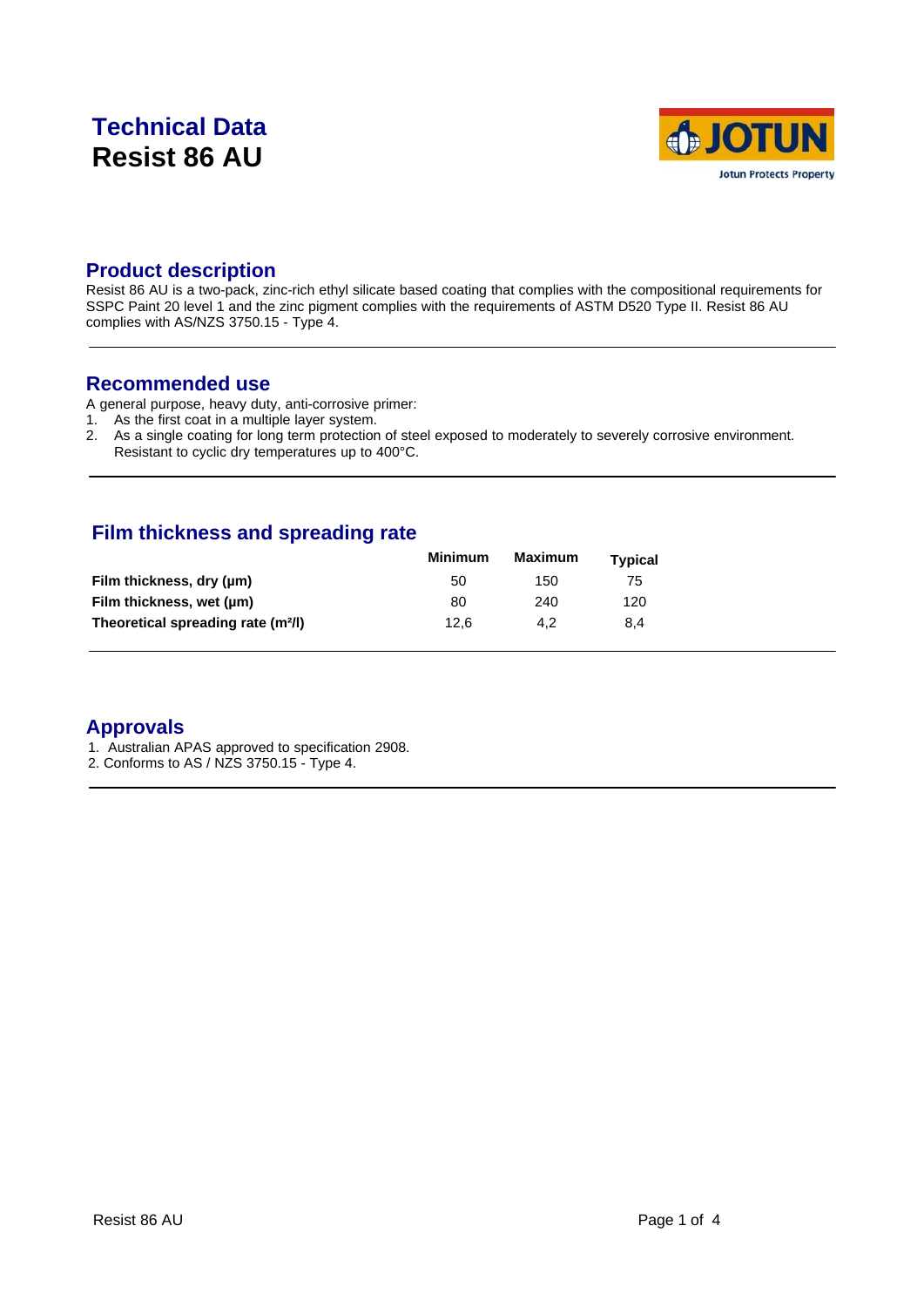# Technical Data
# Resist 86 AU

## Product description

Resist 86 AU is a two-pack, zinc-rich ethyl silicate based coating that complies with the compositional requirements for SSPC Paint 20 level 1 and the zinc pigment complies with the requirements of ASTM D520 Type II. Resist 86 AU complies with AS/NZS 3750.15 - Type 4.

## Recommended use

A general purpose, heavy duty, anti-corrosive primer:

1. As the first coat in a multiple layer system.
2. As a single coating for long term protection of steel exposed to moderately to severely corrosive environment. Resistant to cyclic dry temperatures up to 400°C.

## Film thickness and spreading rate

| | Minimum | Maximum | Typical |
|---|---|---|---|
| **Film thickness, dry (µm)** | 50 | 150 | 75 |
| **Film thickness, wet (µm)** | 80 | 240 | 120 |
| **Theoretical spreading rate ($m^2/l$)** | 12,6 | 4,2 | 8,4 |

## Approvals

1. Australian APAS approved to specification 2908.
2. Conforms to AS / NZS 3750.15 - Type 4.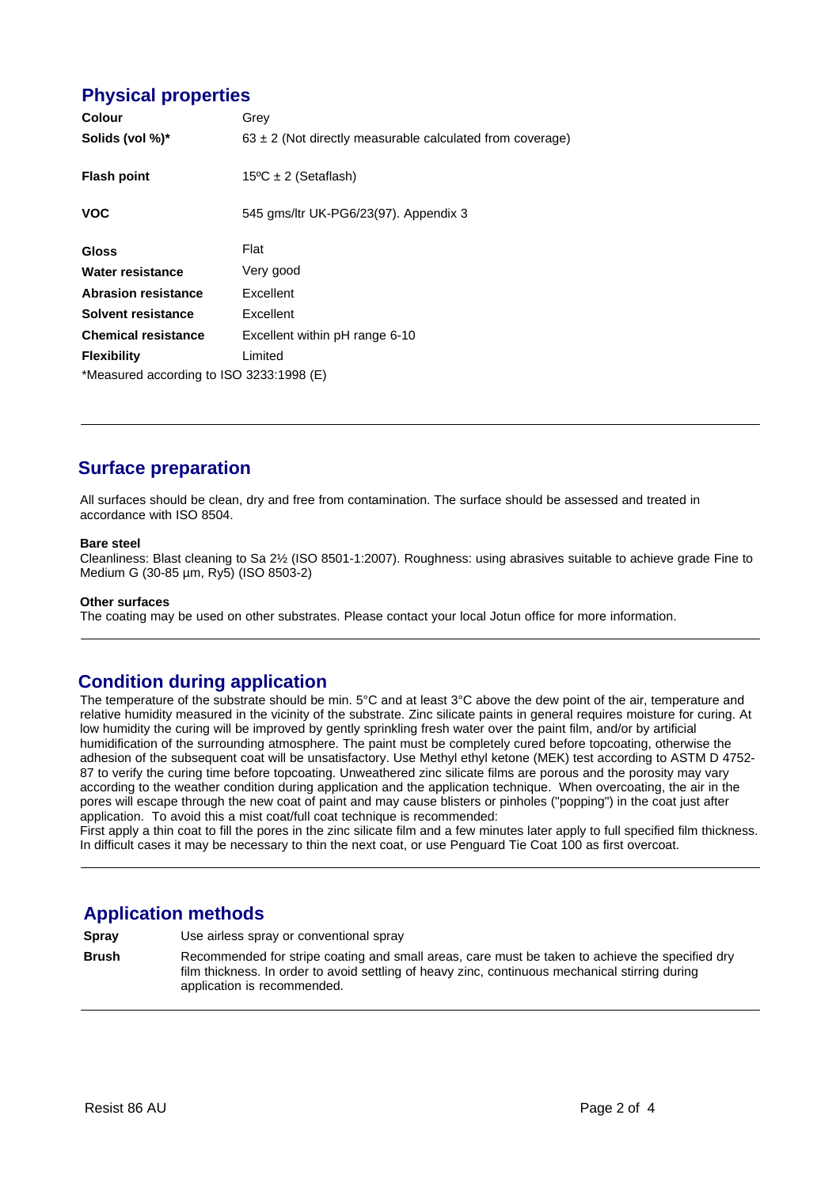## Physical properties

| | |
|---|---|
| **Colour** | Grey |
| **Solids (vol %)*** | 63 ± 2 (Not directly measurable calculated from coverage) |
| **Flash point** | 15ºC ± 2 (Setaflash) |
| **VOC** | 545 gms/ltr UK-PG6/23(97). Appendix 3 |
| **Gloss** | Flat |
| **Water resistance** | Very good |
| **Abrasion resistance** | Excellent |
| **Solvent resistance** | Excellent |
| **Chemical resistance** | Excellent within pH range 6-10 |
| **Flexibility** | Limited |

*Measured according to ISO 3233:1998 (E)

## Surface preparation

All surfaces should be clean, dry and free from contamination. The surface should be assessed and treated in accordance with ISO 8504.

**Bare steel**
Cleanliness: Blast cleaning to Sa 2½ (ISO 8501-1:2007). Roughness: using abrasives suitable to achieve grade Fine to Medium G (30-85 µm, Ry5) (ISO 8503-2)

**Other surfaces**
The coating may be used on other substrates. Please contact your local Jotun office for more information.

## Condition during application

The temperature of the substrate should be min. 5°C and at least 3°C above the dew point of the air, temperature and relative humidity measured in the vicinity of the substrate. Zinc silicate paints in general requires moisture for curing. At low humidity the curing will be improved by gently sprinkling fresh water over the paint film, and/or by artificial humidification of the surrounding atmosphere. The paint must be completely cured before topcoating, otherwise the adhesion of the subsequent coat will be unsatisfactory. Use Methyl ethyl ketone (MEK) test according to ASTM D 4752-87 to verify the curing time before topcoating. Unweathered zinc silicate films are porous and the porosity may vary according to the weather condition during application and the application technique. When overcoating, the air in the pores will escape through the new coat of paint and may cause blisters or pinholes ("popping") in the coat just after application. To avoid this a mist coat/full coat technique is recommended:
First apply a thin coat to fill the pores in the zinc silicate film and a few minutes later apply to full specified film thickness. In difficult cases it may be necessary to thin the next coat, or use Penguard Tie Coat 100 as first overcoat.

## Application methods

| | |
|---|---|
| **Spray** | Use airless spray or conventional spray |
| **Brush** | Recommended for stripe coating and small areas, care must be taken to achieve the specified dry film thickness. In order to avoid settling of heavy zinc, continuous mechanical stirring during application is recommended. |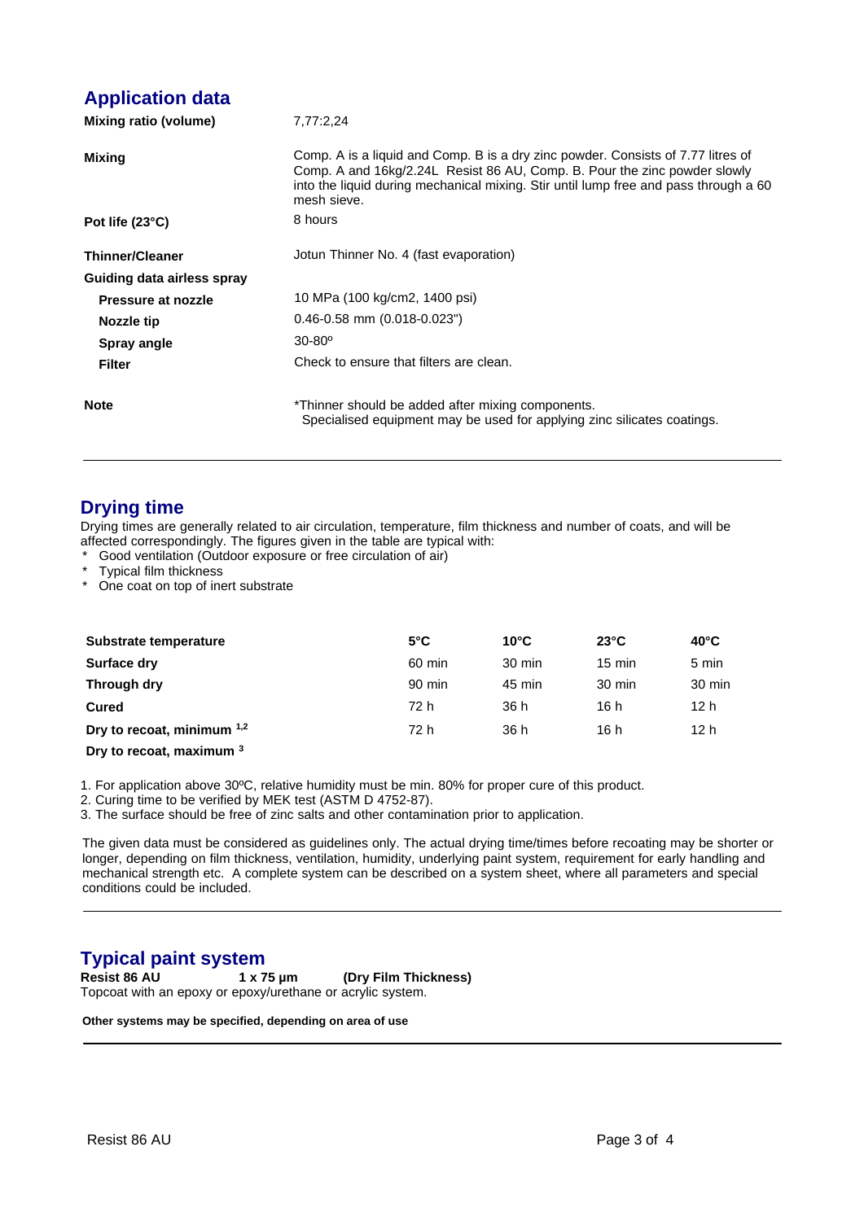## Application data

| | |
|---|---|
| **Mixing ratio (volume)** | 7,77:2,24 |
| **Mixing** | Comp. A is a liquid and Comp. B is a dry zinc powder. Consists of 7.77 litres of Comp. A and 16kg/2.24L Resist 86 AU, Comp. B. Pour the zinc powder slowly into the liquid during mechanical mixing. Stir until lump free and pass through a 60 mesh sieve. |
| **Pot life (23°C)** | 8 hours |
| **Thinner/Cleaner** | Jotun Thinner No. 4 (fast evaporation) |
| **Guiding data airless spray** | |
| **Pressure at nozzle** | 10 MPa (100 kg/cm2, 1400 psi) |
| **Nozzle tip** | 0.46-0.58 mm (0.018-0.023") |
| **Spray angle** | 30-80º |
| **Filter** | Check to ensure that filters are clean. |
| **Note** | *Thinner should be added after mixing components. Specialised equipment may be used for applying zinc silicates coatings. |

## Drying time

Drying times are generally related to air circulation, temperature, film thickness and number of coats, and will be affected correspondingly. The figures given in the table are typical with:

* Good ventilation (Outdoor exposure or free circulation of air)
* Typical film thickness
* One coat on top of inert substrate

| Substrate temperature | 5°C | 10°C | 23°C | 40°C |
|---|---|---|---|---|
| **Surface dry** | 60 min | 30 min | 15 min | 5 min |
| **Through dry** | 90 min | 45 min | 30 min | 30 min |
| **Cured** | 72 h | 36 h | 16 h | 12 h |
| **Dry to recoat, minimum [1,2]** | 72 h | 36 h | 16 h | 12 h |
| **Dry to recoat, maximum [3]** | | | | |

1. For application above 30ºC, relative humidity must be min. 80% for proper cure of this product.
2. Curing time to be verified by MEK test (ASTM D 4752-87).
3. The surface should be free of zinc salts and other contamination prior to application.

The given data must be considered as guidelines only. The actual drying time/times before recoating may be shorter or longer, depending on film thickness, ventilation, humidity, underlying paint system, requirement for early handling and mechanical strength etc. A complete system can be described on a system sheet, where all parameters and special conditions could be included.

## Typical paint system

**Resist 86 AU** **1 x 75 µm** **(Dry Film Thickness)**

Topcoat with an epoxy or epoxy/urethane or acrylic system.

**Other systems may be specified, depending on area of use**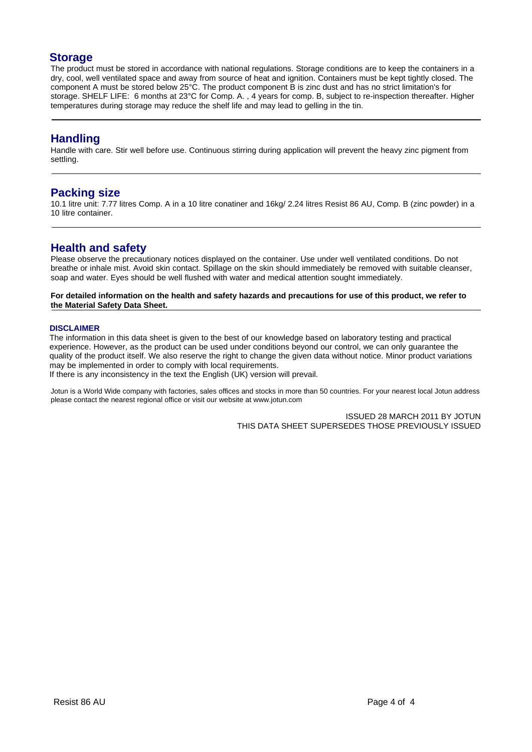## Storage

The product must be stored in accordance with national regulations. Storage conditions are to keep the containers in a dry, cool, well ventilated space and away from source of heat and ignition. Containers must be kept tightly closed. The component A must be stored below 25°C. The product component B is zinc dust and has no strict limitation's for storage. SHELF LIFE: 6 months at 23°C for Comp. A. , 4 years for comp. B, subject to re-inspection thereafter. Higher temperatures during storage may reduce the shelf life and may lead to gelling in the tin.

## Handling

Handle with care. Stir well before use. Continuous stirring during application will prevent the heavy zinc pigment from settling.

## Packing size

10.1 litre unit: 7.77 litres Comp. A in a 10 litre conatiner and 16kg/ 2.24 litres Resist 86 AU, Comp. B (zinc powder) in a 10 litre container.

## Health and safety

Please observe the precautionary notices displayed on the container. Use under well ventilated conditions. Do not breathe or inhale mist. Avoid skin contact. Spillage on the skin should immediately be removed with suitable cleanser, soap and water. Eyes should be well flushed with water and medical attention sought immediately.

**For detailed information on the health and safety hazards and precautions for use of this product, we refer to the Material Safety Data Sheet.**

### DISCLAIMER

The information in this data sheet is given to the best of our knowledge based on laboratory testing and practical experience. However, as the product can be used under conditions beyond our control, we can only guarantee the quality of the product itself. We also reserve the right to change the given data without notice. Minor product variations may be implemented in order to comply with local requirements.
If there is any inconsistency in the text the English (UK) version will prevail.

Jotun is a World Wide company with factories, sales offices and stocks in more than 50 countries. For your nearest local Jotun address please contact the nearest regional office or visit our website at www.jotun.com

ISSUED 28 MARCH 2011 BY JOTUN
THIS DATA SHEET SUPERSEDES THOSE PREVIOUSLY ISSUED